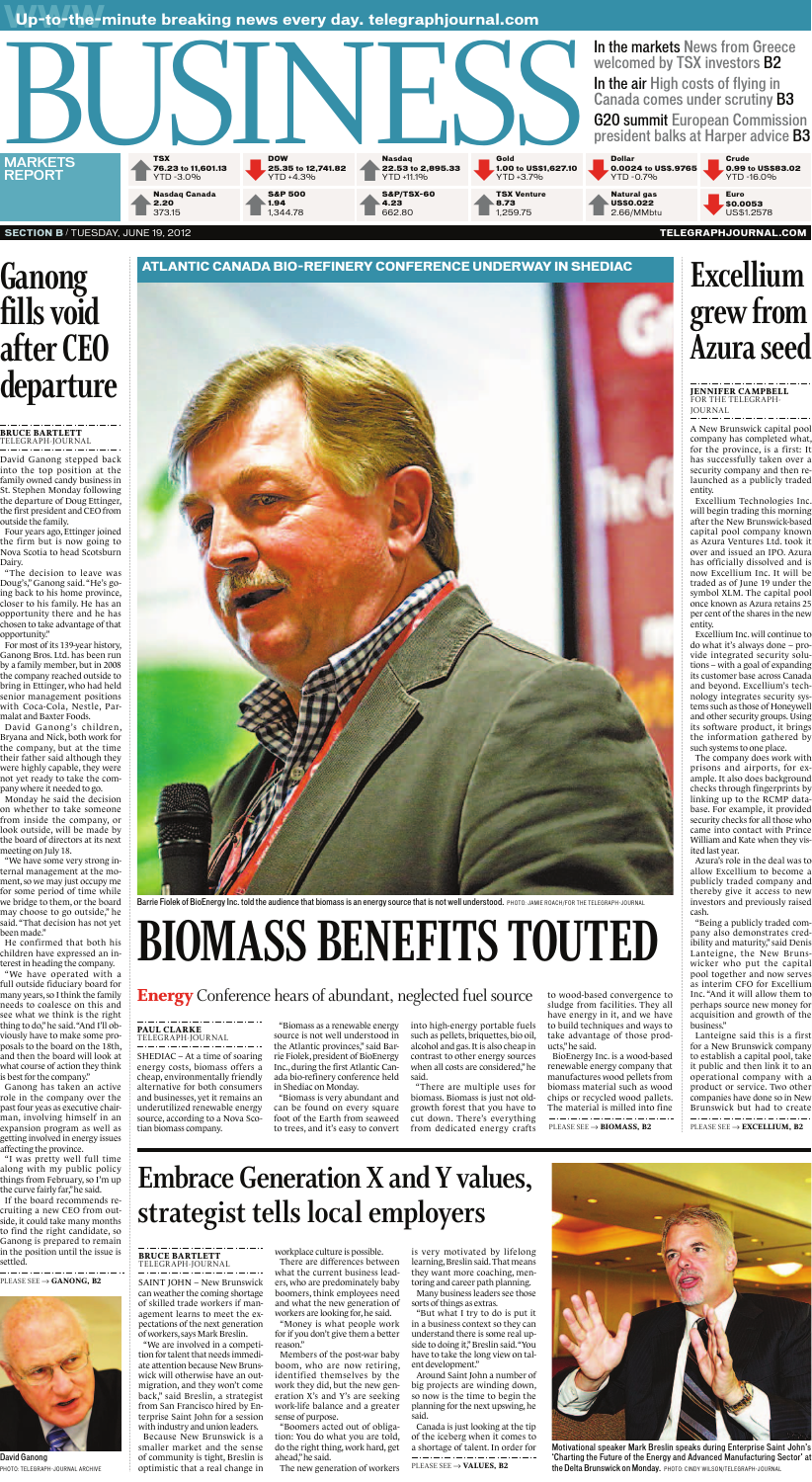Up-to-the-minute breaking news every day. telegraphjournal.com

# BUSINESS

**In the markets** News from Greece welcomed by TSX investors **B2**

**In the air** High costs of flying in Canada comes under scrutiny **B3**

**G20 summit** European Commission president balks at Harper advice **B3**

**MARKETS REPORT**

| TSX | DOW | Nasdaq | Gold | Dollar | Crude |
|---|---|---|---|---|---|
| 76.23 to 11,601.13 YTD -3.0% | 25.35 to 12,741.82 YTD +4.3% | 22.53 to 2,895.33 YTD +11.1% | 1.00 to US$1,627.10 YTD +3.7% | 0.0024 to US$.9765 YTD -0.7% | 0.99 to US$83.02 YTD -16.0% |
| **Nasdaq Canada** | **S&P 500** | **S&P/TSX-60** | **TSX Venture** | **Natural gas** | **Euro** |
| 2.20 373.15 | 1.94 1,344.78 | 4.23 662.80 | 8.73 1,259.75 | US$0.022 2.66/MMbtu | $0.0053 US$1.2578 |

SECTION B / TUESDAY, JUNE 19, 2012

## Ganong fills void after CEO departure

**BRUCE BARTLETT**
TELEGRAPH-JOURNAL

David Ganong stepped back into the top position at the family owned candy business in St. Stephen Monday following the departure of Doug Ettinger, the first president and CEO from outside the family.

Four years ago, Ettinger joined the firm but is now going to Nova Scotia to head Scotsburn Dairy.

"The decision to leave was Doug's," Ganong said. "He's going back to his home province, closer to his family. He has an opportunity there and he has chosen to take advantage of that opportunity."

For most of its 139-year history, Ganong Bros. Ltd. has been run by a family member, but in 2008 the company reached outside to bring in Ettinger, who had held senior management positions with Coca-Cola, Nestle, Parmalat and Baxter Foods.

David Ganong's children, Bryana and Nick, both work for the company, but at the time their father said although they were highly capable, they were not yet ready to take the company where it needed to go.

Monday he said the decision on whether to take someone from inside the company, or look outside, will be made by the board of directors at its next meeting on July 18.

"We have some very strong internal management at the moment, so we may just occupy me for some period of time while we bridge to them, or the board may choose to go outside," he said. "That decision has not yet been made."

He confirmed that both his children have expressed an interest in heading the company.

"We have operated with a full outside fiduciary board for many years, so I think the family needs to coalesce on this and see what we think is the right thing to do," he said. "And I'll obviously have to make some proposals to the board on the 18th, and then the board will look at what course of action they think is best for the company."

Ganong has taken an active role in the company over the past four years as executive chairman, involved himself in an expansion program as well as getting involved in energy issues affecting the province.

"I was pretty well full time along with my public policy things from February, so I'm up the curve fairly far," he said.

If the board recommends recruiting a new CEO from outside, it could take many months to find the right candidate, so Ganong is prepared to remain in the position until the issue is settled.

PLEASE SEE → **GANONG, B2**

David Ganong
PHOTO: TELEGRAPH-JOURNAL ARCHIVE

ATLANTIC CANADA BIO-REFINERY CONFERENCE UNDERWAY IN SHEDIAC

Barrie Fiolek of BioEnergy Inc. told the audience that biomass is an energy source that is not well understood. PHOTO: JAMIE ROACH/FOR THE TELEGRAPH-JOURNAL

# BIOMASS BENEFITS TOUTED

**Energy** Conference hears of abundant, neglected fuel source

**PAUL CLARKE**
TELEGRAPH-JOURNAL

SHEDIAC – At a time of soaring energy costs, biomass offers a cheap, environmentally friendly alternative for both consumers and businesses, yet it remains an underutilized renewable energy source, according to a Nova Scotian biomass company.

"Biomass as a renewable energy source is not well understood in the Atlantic provinces," said Barrie Fiolek, president of BioEnergy Inc., during the first Atlantic Canada bio-refinery conference held in Shediac on Monday.

"Biomass is very abundant and can be found on every square foot of the Earth from seaweed to trees, and it's easy to convert into high-energy portable fuels such as pellets, briquettes, bio oil, alcohol and gas. It is also cheap in contrast to other energy sources when all costs are considered," he said.

"There are multiple uses for biomass. Biomass is just not old-growth forest that you have to cut down. There's everything from dedicated energy crafts to wood-based convergence to sludge from facilities. They all have energy in it, and we have to build techniques and ways to take advantage of those products," he said.

BioEnergy Inc. is a wood-based renewable energy company that manufactures wood pellets from biomass material such as wood chips or recycled wood pallets. The material is milled into fine

PLEASE SEE → **BIOMASS, B2**

## Excellium grew from Azura seed

**JENNIFER CAMPBELL**
FOR THE TELEGRAPH-JOURNAL

A New Brunswick capital pool company has completed what, for the province, is a first: It has successfully taken over a security company and then relaunched as a publicly traded entity.

Excellium Technologies Inc. will begin trading this morning after the New Brunswick-based capital pool company known as Azura Ventures Ltd. took it over and issued an IPO. Azura has officially dissolved and is now Excellium Inc. It will be traded as of June 19 under the symbol XLM. The capital pool once known as Azura retains 25 per cent of the shares in the new entity.

Excellium Inc. will continue to do what it's always done – provide integrated security solutions – with a goal of expanding its customer base across Canada and beyond. Excellium's technology integrates security systems such as those of Honeywell and other security groups. Using its software product, it brings the information gathered by such systems to one place.

The company does work with prisons and airports, for example. It also does background checks through fingerprints by linking up to the RCMP database. For example, it provided security checks for all those who came into contact with Prince William and Kate when they visited last year.

Azura's role in the deal was to allow Excellium to become a publicly traded company and thereby give it access to new investors and previously raised cash.

"Being a publicly traded company also demonstrates credibility and maturity," said Denis Lanteigne, the New Brunswicker who put the capital pool together and now serves as interim CFO for Excellium Inc. "And it will allow them to perhaps source new money for acquisition and growth of the business."

Lanteigne said this is a first for a New Brunswick company to establish a capital pool, take it public and then link it to an operational company with a product or service. Two other companies have done so in New Brunswick but had to create

PLEASE SEE → **EXCELLIUM, B2**

## Embrace Generation X and Y values, strategist tells local employers

**BRUCE BARTLETT**
TELEGRAPH-JOURNAL

SAINT JOHN – New Brunswick can weather the coming shortage of skilled trade workers if management learns to meet the expectations of the next generation of workers, says Mark Breslin.

"We are involved in a competition for talent that needs immediate attention because New Brunswick will otherwise have an outmigration, and they won't come back," said Breslin, a strategist from San Francisco hired by Enterprise Saint John for a session with industry and union leaders.

Because New Brunswick is a smaller market and the sense of community is tight, Breslin is optimistic that a real change in workplace culture is possible.

There are differences between what the current business leaders, who are predominately baby boomers, think employees need and what the new generation of workers are looking for, he said.

"Money is what people work for if you don't give them a better reason."

Members of the post-war baby boom, who are now retiring, identified themselves by the work they did, but the new generation X's and Y's are seeking work-life balance and a greater sense of purpose.

"Boomers acted out of obligation: You do what you are told, do the right thing, work hard, get ahead," he said.

The new generation of workers is very motivated by lifelong learning, Breslin said. That means they want more coaching, mentoring and career path planning.

Many business leaders see those sorts of things as extras.

"But what I try to do is put it in a business context so they can understand there is some real upside to doing it," Breslin said. "You have to take the long view on talent development."

Around Saint John a number of big projects are winding down, so now is the time to begin the planning for the next upswing, he said.

Canada is just looking at the tip of the iceberg when it comes to a shortage of talent. In order for

PLEASE SEE → **VALUES, B2**

Motivational speaker Mark Breslin speaks during Enterprise Saint John's 'Charting the Future of the Energy and Advanced Manufacturing Sector' at the Delta Brunswick on Monday. PHOTO: CINDY WILSON/TELEGRAPH-JOURNAL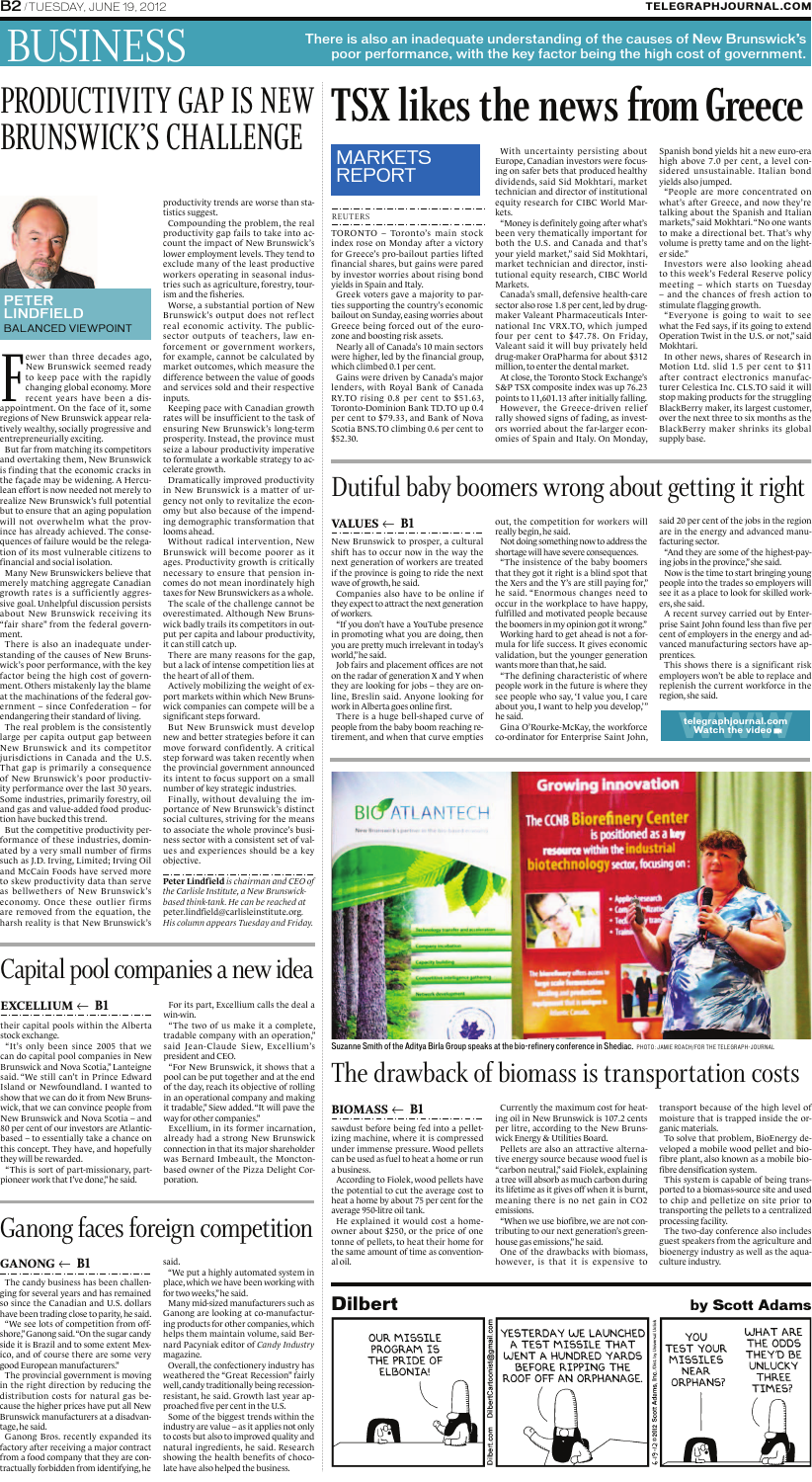# BUSINESS

There is also an inadequate understanding of the causes of New Brunswick's poor performance, with the key factor being the high cost of government.

# PRODUCTIVITY GAP IS NEW BRUNSWICK'S CHALLENGE

**PETER LINDFIELD**
BALANCED VIEWPOINT

Fewer than three decades ago, New Brunswick seemed ready to keep pace with the rapidly changing global economy. More recent years have been a disappointment. On the face of it, some regions of New Brunswick appear relatively wealthy, socially progressive and entrepreneurially exciting.

But far from matching its competitors and overtaking them, New Brunswick is finding that the economic cracks in the façade may be widening. A Herculean effort is now needed not merely to realize New Brunswick's full potential but to ensure that an aging population will not overwhelm what the province has already achieved. The consequences of failure would be the relegation of its most vulnerable citizens to financial and social isolation.

Many New Brunswickers believe that merely matching aggregate Canadian growth rates is a sufficiently aggressive goal. Unhelpful discussion persists about New Brunswick receiving its "fair share" from the federal government.

There is also an inadequate understanding of the causes of New Brunswick's poor performance, with the key factor being the high cost of government. Others believe that it is because at the machinations of the federal government – since Confederation – for endangering their standard of living.

The real problem is the consistently large per capita output gap between New Brunswick and its competitor jurisdictions in Canada and the U.S. That gap is primarily a consequence of New Brunswick's poor productivity performance over the last 30 years. Some industries, primarily forestry, oil and gas and value-added food production have bucked this trend.

But the competitive productivity performance of these industries, dominated by a very small number of firms such as J.D. Irving, Limited; Irving Oil and McCain Foods have served more to skew productivity data than serve as bellwethers of New Brunswick's economy. Once these outlier firms are removed from the equation, the harsh reality is that New Brunswick's productivity trends are worse than statistics suggest.

Compounding the problem, the real productivity gap fails to take into account the impact of New Brunswick's lower employment levels. They tend to exclude many of the least productive workers operating in seasonal industries such as agriculture, forestry, tourism and the fisheries.

Worse, a substantial portion of New Brunswick's output does not reflect real economic activity. The public-sector outputs of teachers, law enforcement or government workers, for example, cannot be calculated by market outcomes, which measure the difference between the value of goods and services sold and their respective inputs.

Keeping pace with Canadian growth rates will be insufficient to the task of ensuring New Brunswick's long-term prosperity. Instead, the province must seize a labour productivity imperative to formulate a workable strategy to accelerate growth.

Dramatically improved productivity in New Brunswick is a matter of urgency not only to revitalize the economy but also because of the impending demographic transformation that looms ahead.

Without radical intervention, New Brunswick will become poorer as it ages. Productivity growth is critically necessary to ensure that pension incomes do not mean inordinately high taxes for New Brunswickers as a whole.

The scale of the challenge cannot be overstated. Although New Brunswick badly trails its competitors in output per capita and labour productivity, it can still catch up.

There are many reasons for the gap, but a lack of intense competition lies at the heart of all of them.

Actively mobilizing the weight of export markets within which New Brunswick companies can compete will be a significant step forward.

But New Brunswick must develop new and better strategies before it can move forward confidently. A critical step forward was taken recently when the provincial government announced its intent to focus support on a small number of key strategic industries.

Finally, without devaluing the importance of New Brunswick's distinct social cultures, striving for the means to associate the whole province's business sector with a consistent set of values and experiences should be a key objective.

*Peter Lindfield is chairman and CEO of the Carlisle Institute, a New Brunswick-based think-tank. He can be reached at peter.lindfield@carlisleinstitute.org. His column appears Tuesday and Friday.*

# TSX likes the news from Greece

## MARKETS REPORT

REUTERS

TORONTO – Toronto's main stock index rose on Monday after a victory for Greece's pro-bailout parties lifted financial shares, but gains were pared by investor worries about rising bond yields in Spain and Italy.

Greek voters gave a majority to parties supporting the country's economic bailout on Sunday, easing worries about Greece being forced out of the eurozone and boosting risk assets.

Nearly all of Canada's 10 main sectors were higher, led by the financial group, which climbed 0.1 per cent.

Gains were driven by Canada's major lenders, with Royal Bank of Canada RY.TO rising 0.8 per cent to $51.63, Toronto-Dominion Bank TD.TO up 0.4 per cent to $79.33, and Bank of Nova Scotia BNS.TO climbing 0.6 per cent to $52.30.

With uncertainty persisting about Europe, Canadian investors were focusing on safer bets that produced healthy dividends, said Sid Mokhtari, market technician and director of institutional equity research for CIBC World Markets.

"Money is definitely going after what's been very thematically important for both the U.S. and Canada and that's your yield market," said Sid Mokhtari, market technician and director, institutional equity research, CIBC World Markets.

Canada's small, defensive health-care sector also rose 1.8 per cent, led by drugmaker Valeant Pharmaceuticals International Inc VRX.TO, which jumped four per cent to $47.78. On Friday, Valeant said it will buy privately held drug-maker OraPharma for about $312 million, to enter the dental market.

At close, the Toronto Stock Exchange's S&P TSX composite index was up 76.23 points to 11,601.13 after initially falling.

However, the Greece-driven relief rally showed signs of fading, as investors worried about the far-larger economies of Spain and Italy. On Monday, Spanish bond yields hit a new euro-era high above 7.0 per cent, a level considered unsustainable. Italian bond yields also jumped.

"People are more concentrated on what's after Greece, and now they're talking about the Spanish and Italian markets," said Mokhtari. "No one wants to make a directional bet. That's why volume is pretty tame and on the lighter side."

Investors were also looking ahead to this week's Federal Reserve policy meeting – which starts on Tuesday – and the chances of fresh action to stimulate flagging growth.

"Everyone is going to wait to see what the Fed says, if its going to extend Operation Twist in the U.S. or not," said Mokhtari.

In other news, shares of Research in Motion Ltd. slid 1.5 per cent to $11 after contract electronics manufacturer Celestica Inc. CLS.TO said it will stop making products for the struggling BlackBerry maker, its largest customer, over the next three to six months as the BlackBerry maker shrinks its global supply base.

# Dutiful baby boomers wrong about getting it right

**VALUES ← B1**

New Brunswick to prosper, a cultural shift has to occur now in the way the next generation of workers are treated if the province is going to ride the next wave of growth, he said.

Companies also have to be online if they expect to attract the next generation of workers.

"If you don't have a YouTube presence in promoting what you are doing, then you are pretty much irrelevant in today's world," he said.

Job fairs and placement offices are not on the radar of generation X and Y when they are looking for jobs – they are online, Breslin said. Anyone looking for work in Alberta goes online first.

There is a huge bell-shaped curve of people from the baby boom reaching retirement, and when that curve empties out, the competition for workers will really begin, he said.

Not doing something now to address the shortage will have severe consequences.

"The insistence of the baby boomers that they got it right is a blind spot that the Xers and the Y's are still paying for," he said. "Enormous changes need to occur in the workplace to have happy, fulfilled and motivated people because the boomers in my opinion got it wrong."

Working hard to get ahead is not a formula for life success. It gives economic validation, but the younger generation wants more than that, he said.

"The defining characteristic of where people work in the future is where they see people who say, 'I value you, I care about you, I want to help you develop,'" he said.

Gina O'Rourke-McKay, the workforce co-ordinator for Enterprise Saint John, said 20 per cent of the jobs in the region are in the energy and advanced manufacturing sector.

"And they are some of the highest-paying jobs in the province," she said.

Now is the time to start bringing young people into the trades so employers will see it as a place to look for skilled workers, she said.

A recent survey carried out by Enterprise Saint John found less than five per cent of employers in the energy and advanced manufacturing sectors have apprentices.

This shows there is a significant risk employers won't be able to replace and replenish the current workforce in the region, she said.

telegraphjournal.com
Watch the video

Suzanne Smith of the Aditya Birla Group speaks at the bio-refinery conference in Shediac. PHOTO: JAMIE ROACH/FOR THE TELEGRAPH-JOURNAL

# Capital pool companies a new idea

**EXCELLIUM ← B1**

their capital pools within the Alberta stock exchange.

"It's only been since 2005 that we can do capital pool companies in New Brunswick and Nova Scotia," Lanteigne said. "We still can't in Prince Edward Island or Newfoundland. I wanted to show that we can do it from New Brunswick, that we can convince people from New Brunswick and Nova Scotia – and 80 per cent of our investors are Atlantic-based – to essentially take a chance on this concept. They have, and hopefully they will be rewarded.

"This is sort of part-missionary, part-pioneer work that I've done," he said.

For its part, Excellium calls the deal a win-win.

"The two of us make it a complete, tradable company with an operation," said Jean-Claude Siew, Excellium's president and CEO.

"For New Brunswick, it shows that a pool can be put together and at the end of the day, reach its objective of rolling in an operational company and making it tradable," Siew added. "It will pave the way for other companies."

Excellium, in its former incarnation, already had a strong New Brunswick connection in that its major shareholder was Bernard Imbeault, the Moncton-based owner of the Pizza Delight Corporation.

# The drawback of biomass is transportation costs

**BIOMASS ← B1**

sawdust before being fed into a pelletizing machine, where it is compressed under immense pressure. Wood pellets can be used as fuel to heat a home or run a business.

According to Fiolek, wood pellets have the potential to cut the average cost to heat a home by about 75 per cent for the average 950-litre oil tank.

He explained it would cost a homeowner about $250, or the price of one tonne of pellets, to heat their home for the same amount of time as conventional oil.

Currently the maximum cost for heating oil in New Brunswick is 107.2 cents per litre, according to the New Brunswick Energy & Utilities Board.

Pellets are also an attractive alternative energy source because wood fuel is "carbon neutral," said Fiolek, explaining a tree will absorb as much carbon during its lifetime as it gives off when it is burnt, meaning there is no net gain in CO2 emissions.

"When we use biofibre, we are not contributing to our next generation's greenhouse gas emissions," he said.

One of the drawbacks with biomass, however, is that it is expensive to transport because of the high level of moisture that is trapped inside the organic materials.

To solve that problem, BioEnergy developed a mobile wood pellet and biofibre plant, also known as a mobile biofibre densification system.

This system is capable of being transported to a biomass-source site and used to chip and pelletize on site prior to transporting the pellets to a centralized processing facility.

The two-day conference also includes guest speakers from the agriculture and bioenergy industry as well as the aquaculture industry.

# Ganong faces foreign competition

**GANONG ← B1**

The candy business has been challenging for several years and has remained so since the Canadian and U.S. dollars have been trading close to parity, he said.

"We see lots of competition from offshore," Ganong said. "On the sugar candy side it is Brazil and to some extent Mexico, and of course there are some very good European manufacturers."

The provincial government is moving in the right direction by reducing the distribution costs for natural gas because the higher prices have put all New Brunswick manufacturers at a disadvantage, he said.

Ganong Bros. recently expanded its factory after receiving a major contract from a food company that they are contractually forbidden from identifying, he said.

"We put a highly automated system in place, which we have been working with for two weeks," he said.

Many mid-sized manufacturers such as Ganong are looking at co-manufacturing products for other companies, which helps them maintain volume, said Bernard Pacyniak editor of *Candy Industry* magazine.

Overall, the confectionery industry has weathered the "Great Recession" fairly well, candy traditionally being recession-resistant, he said. Growth last year approached five per cent in the U.S.

Some of the biggest trends within the industry are value – as it applies not only to costs but also to improved quality and natural ingredients, he said. Research showing the health benefits of chocolate have also helped the business.

**Dilbert** by Scott Adams